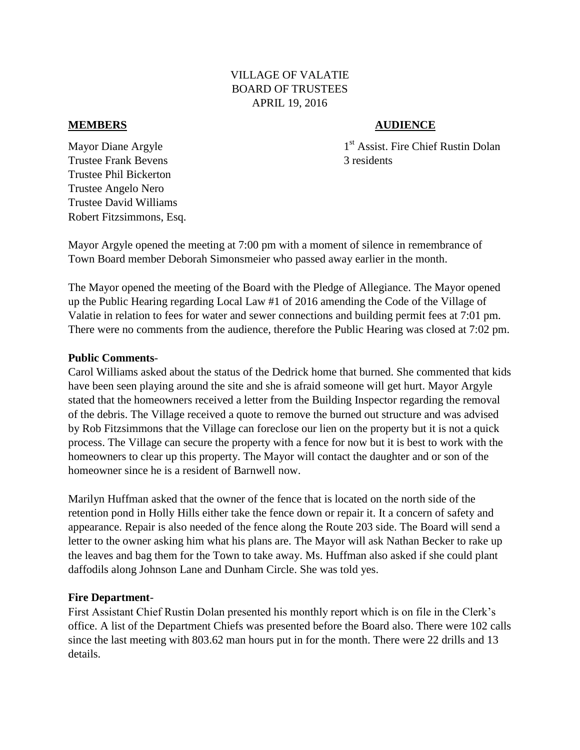VILLAGE OF VALATIE
BOARD OF TRUSTEES
APRIL 19, 2016

| **MEMBERS** | **AUDIENCE** |
|---|---|
| Mayor Diane Argyle | 1st Assist. Fire Chief Rustin Dolan |
| Trustee Frank Bevens | 3 residents |
| Trustee Phil Bickerton | |
| Trustee Angelo Nero | |
| Trustee David Williams | |
| Robert Fitzsimmons, Esq. | |

Mayor Argyle opened the meeting at 7:00 pm with a moment of silence in remembrance of Town Board member Deborah Simonsmeier who passed away earlier in the month.

The Mayor opened the meeting of the Board with the Pledge of Allegiance. The Mayor opened up the Public Hearing regarding Local Law #1 of 2016 amending the Code of the Village of Valatie in relation to fees for water and sewer connections and building permit fees at 7:01 pm. There were no comments from the audience, therefore the Public Hearing was closed at 7:02 pm.

**Public Comments**-

Carol Williams asked about the status of the Dedrick home that burned. She commented that kids have been seen playing around the site and she is afraid someone will get hurt. Mayor Argyle stated that the homeowners received a letter from the Building Inspector regarding the removal of the debris. The Village received a quote to remove the burned out structure and was advised by Rob Fitzsimmons that the Village can foreclose our lien on the property but it is not a quick process. The Village can secure the property with a fence for now but it is best to work with the homeowners to clear up this property. The Mayor will contact the daughter and or son of the homeowner since he is a resident of Barnwell now.

Marilyn Huffman asked that the owner of the fence that is located on the north side of the retention pond in Holly Hills either take the fence down or repair it. It a concern of safety and appearance. Repair is also needed of the fence along the Route 203 side. The Board will send a letter to the owner asking him what his plans are. The Mayor will ask Nathan Becker to rake up the leaves and bag them for the Town to take away. Ms. Huffman also asked if she could plant daffodils along Johnson Lane and Dunham Circle. She was told yes.

**Fire Department**-

First Assistant Chief Rustin Dolan presented his monthly report which is on file in the Clerk's office. A list of the Department Chiefs was presented before the Board also. There were 102 calls since the last meeting with 803.62 man hours put in for the month. There were 22 drills and 13 details.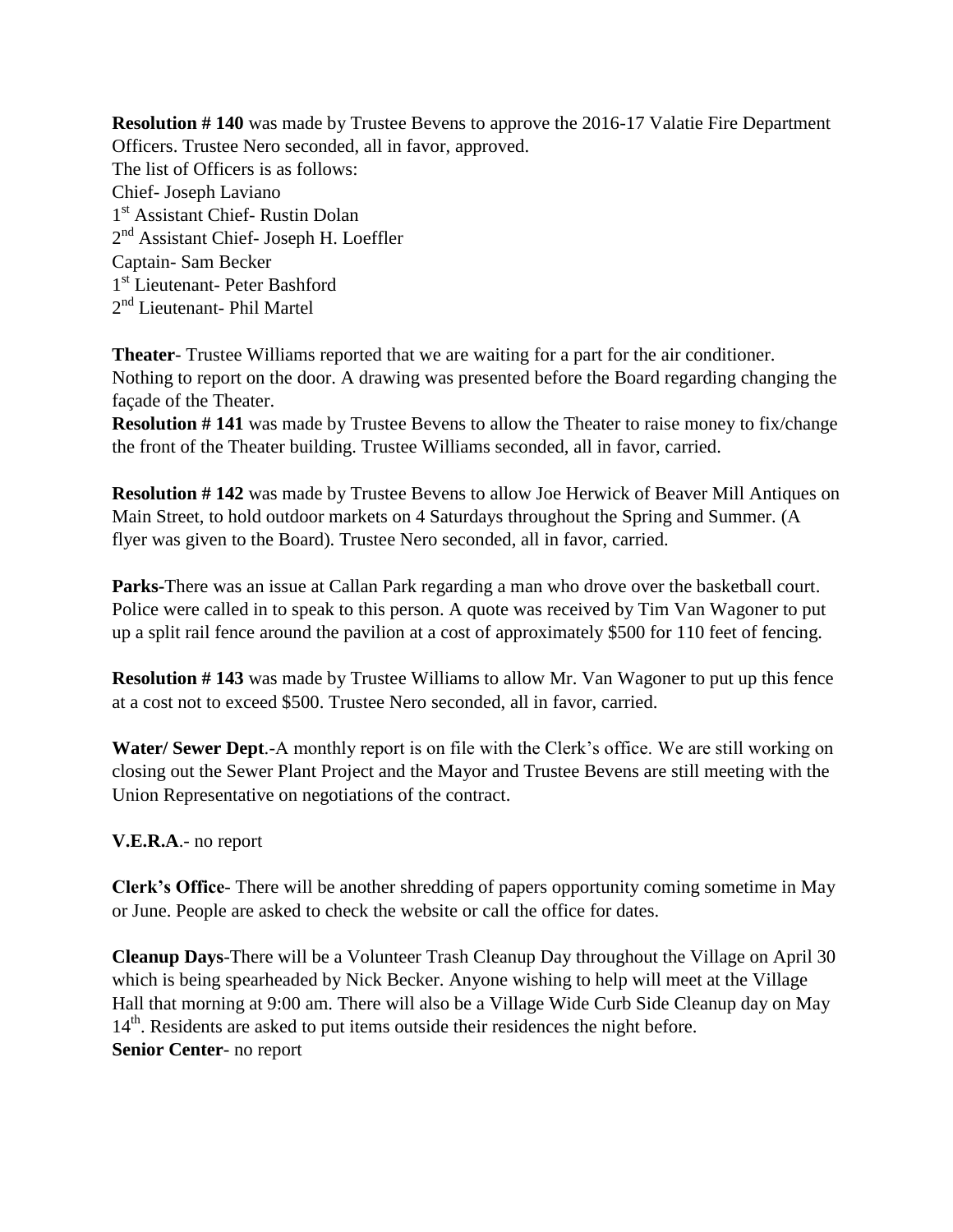**Resolution # 140** was made by Trustee Bevens to approve the 2016-17 Valatie Fire Department Officers. Trustee Nero seconded, all in favor, approved.
The list of Officers is as follows:
Chief- Joseph Laviano
1st Assistant Chief- Rustin Dolan
2nd Assistant Chief- Joseph H. Loeffler
Captain- Sam Becker
1st Lieutenant- Peter Bashford
2nd Lieutenant- Phil Martel

**Theater**- Trustee Williams reported that we are waiting for a part for the air conditioner. Nothing to report on the door. A drawing was presented before the Board regarding changing the façade of the Theater.
**Resolution # 141** was made by Trustee Bevens to allow the Theater to raise money to fix/change the front of the Theater building. Trustee Williams seconded, all in favor, carried.

**Resolution # 142** was made by Trustee Bevens to allow Joe Herwick of Beaver Mill Antiques on Main Street, to hold outdoor markets on 4 Saturdays throughout the Spring and Summer. (A flyer was given to the Board). Trustee Nero seconded, all in favor, carried.

**Parks-**There was an issue at Callan Park regarding a man who drove over the basketball court. Police were called in to speak to this person. A quote was received by Tim Van Wagoner to put up a split rail fence around the pavilion at a cost of approximately $500 for 110 feet of fencing.

**Resolution # 143** was made by Trustee Williams to allow Mr. Van Wagoner to put up this fence at a cost not to exceed $500. Trustee Nero seconded, all in favor, carried.

**Water/ Sewer Dept**.-A monthly report is on file with the Clerk's office. We are still working on closing out the Sewer Plant Project and the Mayor and Trustee Bevens are still meeting with the Union Representative on negotiations of the contract.

**V.E.R.A**.- no report

**Clerk's Office**- There will be another shredding of papers opportunity coming sometime in May or June. People are asked to check the website or call the office for dates.

**Cleanup Days**-There will be a Volunteer Trash Cleanup Day throughout the Village on April 30 which is being spearheaded by Nick Becker. Anyone wishing to help will meet at the Village Hall that morning at 9:00 am. There will also be a Village Wide Curb Side Cleanup day on May 14th. Residents are asked to put items outside their residences the night before.
**Senior Center**- no report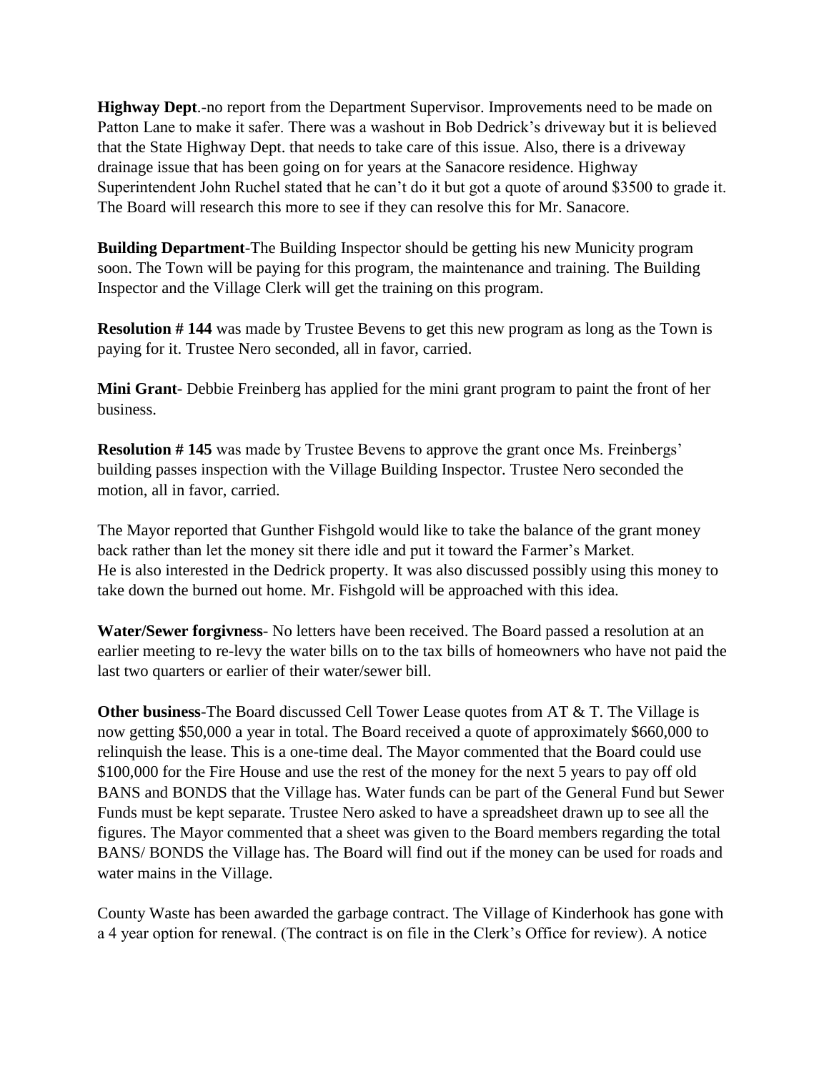**Highway Dept**.-no report from the Department Supervisor. Improvements need to be made on Patton Lane to make it safer. There was a washout in Bob Dedrick's driveway but it is believed that the State Highway Dept. that needs to take care of this issue. Also, there is a driveway drainage issue that has been going on for years at the Sanacore residence. Highway Superintendent John Ruchel stated that he can't do it but got a quote of around $3500 to grade it. The Board will research this more to see if they can resolve this for Mr. Sanacore.

**Building Department**-The Building Inspector should be getting his new Municity program soon. The Town will be paying for this program, the maintenance and training. The Building Inspector and the Village Clerk will get the training on this program.

**Resolution # 144** was made by Trustee Bevens to get this new program as long as the Town is paying for it. Trustee Nero seconded, all in favor, carried.

**Mini Grant**- Debbie Freinberg has applied for the mini grant program to paint the front of her business.

**Resolution # 145** was made by Trustee Bevens to approve the grant once Ms. Freinbergs' building passes inspection with the Village Building Inspector. Trustee Nero seconded the motion, all in favor, carried.

The Mayor reported that Gunther Fishgold would like to take the balance of the grant money back rather than let the money sit there idle and put it toward the Farmer's Market. He is also interested in the Dedrick property. It was also discussed possibly using this money to take down the burned out home. Mr. Fishgold will be approached with this idea.

**Water/Sewer forgivness**- No letters have been received. The Board passed a resolution at an earlier meeting to re-levy the water bills on to the tax bills of homeowners who have not paid the last two quarters or earlier of their water/sewer bill.

**Other business**-The Board discussed Cell Tower Lease quotes from AT & T. The Village is now getting $50,000 a year in total. The Board received a quote of approximately $660,000 to relinquish the lease. This is a one-time deal. The Mayor commented that the Board could use $100,000 for the Fire House and use the rest of the money for the next 5 years to pay off old BANS and BONDS that the Village has. Water funds can be part of the General Fund but Sewer Funds must be kept separate. Trustee Nero asked to have a spreadsheet drawn up to see all the figures. The Mayor commented that a sheet was given to the Board members regarding the total BANS/ BONDS the Village has. The Board will find out if the money can be used for roads and water mains in the Village.

County Waste has been awarded the garbage contract. The Village of Kinderhook has gone with a 4 year option for renewal. (The contract is on file in the Clerk's Office for review). A notice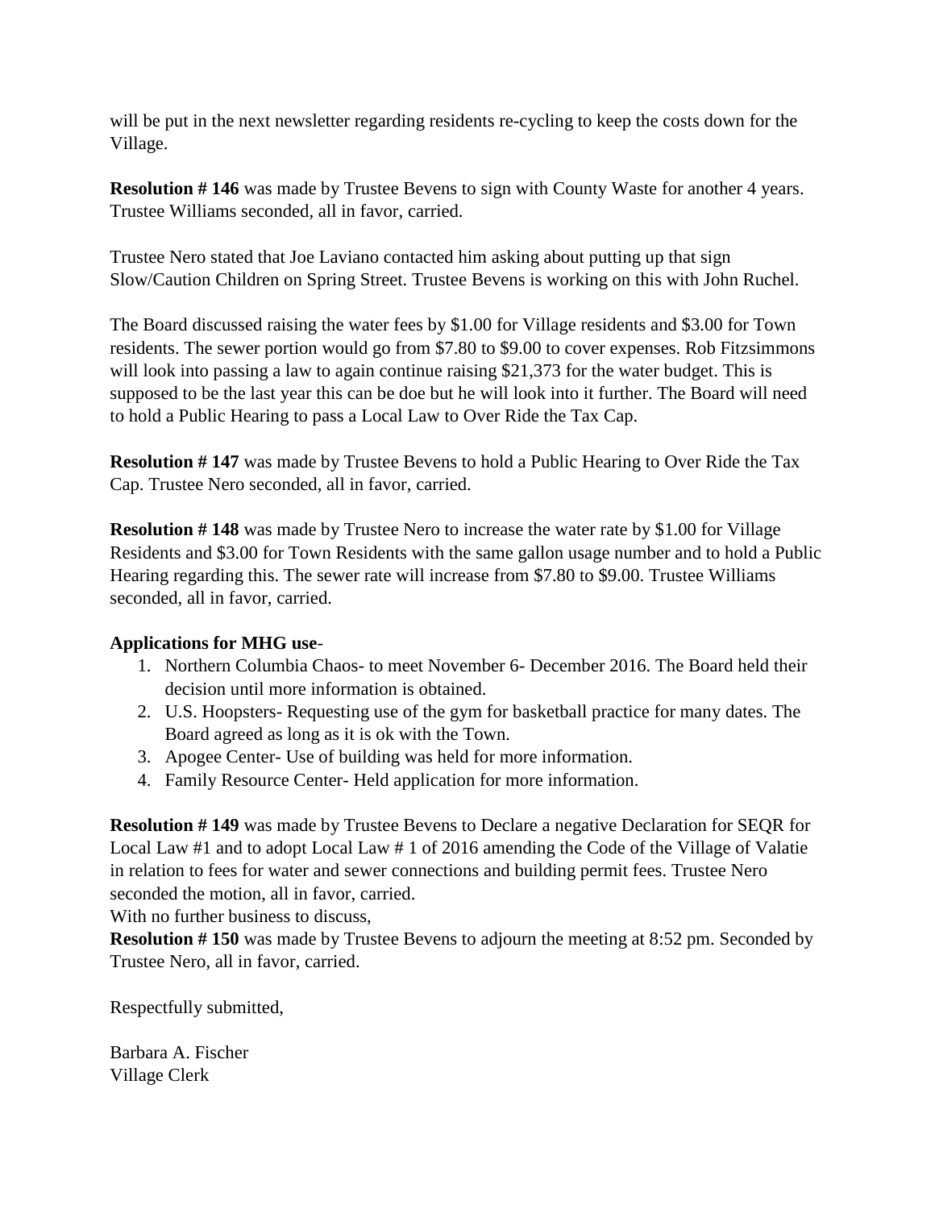will be put in the next newsletter regarding residents re-cycling to keep the costs down for the Village.

**Resolution # 146** was made by Trustee Bevens to sign with County Waste for another 4 years. Trustee Williams seconded, all in favor, carried.

Trustee Nero stated that Joe Laviano contacted him asking about putting up that sign Slow/Caution Children on Spring Street. Trustee Bevens is working on this with John Ruchel.

The Board discussed raising the water fees by $1.00 for Village residents and $3.00 for Town residents. The sewer portion would go from $7.80 to $9.00 to cover expenses. Rob Fitzsimmons will look into passing a law to again continue raising $21,373 for the water budget. This is supposed to be the last year this can be doe but he will look into it further. The Board will need to hold a Public Hearing to pass a Local Law to Over Ride the Tax Cap.

**Resolution # 147** was made by Trustee Bevens to hold a Public Hearing to Over Ride the Tax Cap. Trustee Nero seconded, all in favor, carried.

**Resolution # 148** was made by Trustee Nero to increase the water rate by $1.00 for Village Residents and $3.00 for Town Residents with the same gallon usage number and to hold a Public Hearing regarding this. The sewer rate will increase from $7.80 to $9.00. Trustee Williams seconded, all in favor, carried.

**Applications for MHG use**-

1. Northern Columbia Chaos- to meet November 6- December 2016. The Board held their decision until more information is obtained.
2. U.S. Hoopsters- Requesting use of the gym for basketball practice for many dates. The Board agreed as long as it is ok with the Town.
3. Apogee Center- Use of building was held for more information.
4. Family Resource Center- Held application for more information.

**Resolution # 149** was made by Trustee Bevens to Declare a negative Declaration for SEQR for Local Law #1 and to adopt Local Law # 1 of 2016 amending the Code of the Village of Valatie in relation to fees for water and sewer connections and building permit fees. Trustee Nero seconded the motion, all in favor, carried.
With no further business to discuss,
**Resolution # 150** was made by Trustee Bevens to adjourn the meeting at 8:52 pm. Seconded by Trustee Nero, all in favor, carried.

Respectfully submitted,

Barbara A. Fischer
Village Clerk